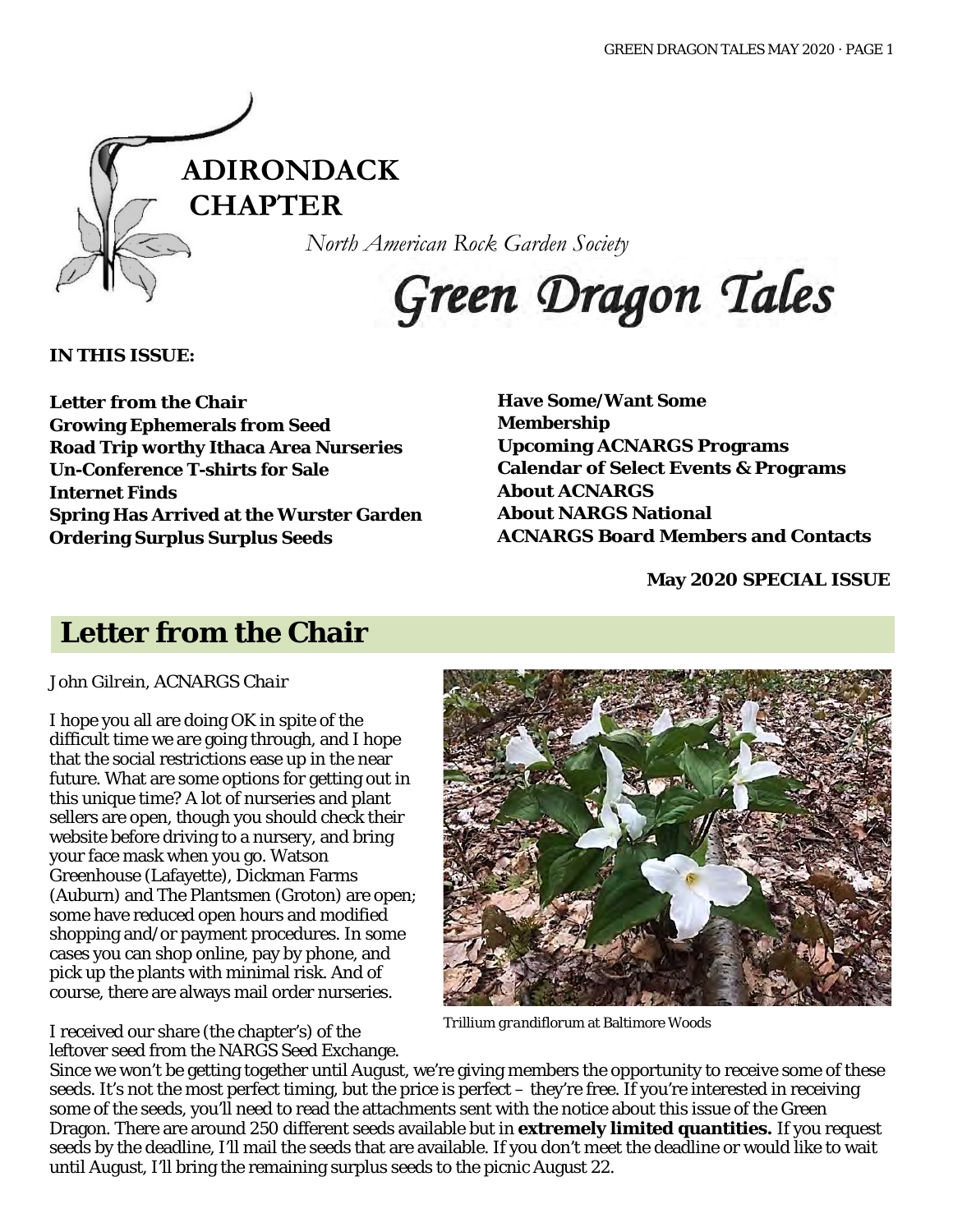# ADIRONDACK CHAPTER

*North American Rock Garden Society*

# Green Dragon Tales

**IN THIS ISSUE:**

**Letter from the Chair**
**Growing Ephemerals from Seed**
**Road Trip worthy Ithaca Area Nurseries**
**Un-Conference T-shirts for Sale**
**Internet Finds**
**Spring Has Arrived at the Wurster Garden**
**Ordering Surplus Surplus Seeds**
**Have Some/Want Some**
**Membership**
**Upcoming ACNARGS Programs**
**Calendar of Select Events & Programs**
**About ACNARGS**
**About NARGS National**
**ACNARGS Board Members and Contacts**

**May 2020 SPECIAL ISSUE**

## Letter from the Chair

*John Gilrein, ACNARGS Chair*

I hope you all are doing OK in spite of the difficult time we are going through, and I hope that the social restrictions ease up in the near future. What are some options for getting out in this unique time? A lot of nurseries and plant sellers are open, though you should check their website before driving to a nursery, and bring your face mask when you go. Watson Greenhouse (Lafayette), Dickman Farms (Auburn) and The Plantsmen (Groton) are open; some have reduced open hours and modified shopping and/or payment procedures. In some cases you can shop online, pay by phone, and pick up the plants with minimal risk. And of course, there are always mail order nurseries.

*Trillium grandiflorum at Baltimore Woods*

I received our share (the chapter's) of the leftover seed from the NARGS Seed Exchange. Since we won't be getting together until August, we're giving members the opportunity to receive some of these seeds. It's not the most perfect timing, but the price is perfect – they're free. If you're interested in receiving some of the seeds, you'll need to read the attachments sent with the notice about this issue of the Green Dragon. There are around 250 different seeds available but in **extremely limited quantities.** If you request seeds by the deadline, I'll mail the seeds that are available. If you don't meet the deadline or would like to wait until August, I'll bring the remaining surplus seeds to the picnic August 22.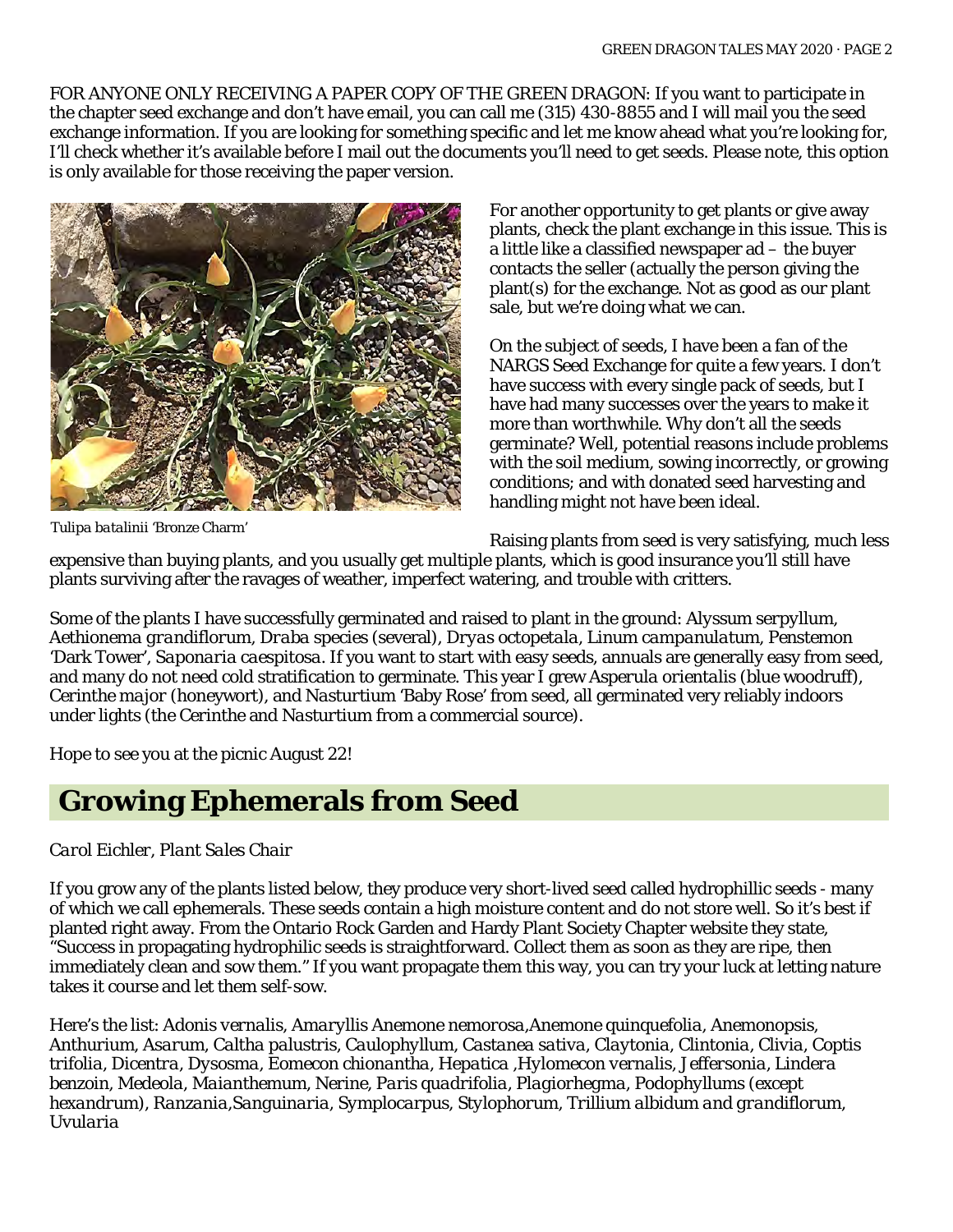FOR ANYONE ONLY RECEIVING A PAPER COPY OF THE GREEN DRAGON: If you want to participate in the chapter seed exchange and don't have email, you can call me (315) 430-8855 and I will mail you the seed exchange information. If you are looking for something specific and let me know ahead what you're looking for, I'll check whether it's available before I mail out the documents you'll need to get seeds. Please note, this option is only available for those receiving the paper version.

*Tulipa batalinii* 'Bronze Charm'

For another opportunity to get plants or give away plants, check the plant exchange in this issue. This is a little like a classified newspaper ad – the buyer contacts the seller (actually the person giving the plant(s) for the exchange. Not as good as our plant sale, but we're doing what we can.

On the subject of seeds, I have been a fan of the NARGS Seed Exchange for quite a few years. I don't have success with every single pack of seeds, but I have had many successes over the years to make it more than worthwhile. Why don't all the seeds germinate? Well, potential reasons include problems with the soil medium, sowing incorrectly, or growing conditions; and with donated seed harvesting and handling might not have been ideal.

Raising plants from seed is very satisfying, much less expensive than buying plants, and you usually get multiple plants, which is good insurance you'll still have plants surviving after the ravages of weather, imperfect watering, and trouble with critters.

Some of the plants I have successfully germinated and raised to plant in the ground: *Alyssum serpyllum*, *Aethionema grandiflorum*, *Draba* species (several), *Dryas octopetala*, *Linum campanulatum*, *Penstemon* 'Dark Tower', *Saponaria caespitosa*. If you want to start with easy seeds, annuals are generally easy from seed, and many do not need cold stratification to germinate. This year I grew *Asperula orientalis* (blue woodruff), *Cerinthe major* (honeywort), and *Nasturtium* 'Baby Rose' from seed, all germinated very reliably indoors under lights (the *Cerinthe* and *Nasturtium* from a commercial source).

Hope to see you at the picnic August 22!

# Growing Ephemerals from Seed

*Carol Eichler, Plant Sales Chair*

If you grow any of the plants listed below, they produce very short-lived seed called hydrophillic seeds - many of which we call ephemerals. These seeds contain a high moisture content and do not store well. So it's best if planted right away. From the Ontario Rock Garden and Hardy Plant Society Chapter website they state, "Success in propagating hydrophilic seeds is straightforward. Collect them as soon as they are ripe, then immediately clean and sow them." If you want propagate them this way, you can try your luck at letting nature takes it course and let them self-sow.

Here's the list: *Adonis vernalis*, *Amaryllis Anemone nemorosa*,*Anemone quinquefolia*, *Anemonopsis*, *Anthurium*, *Asarum*, *Caltha palustris*, *Caulophyllum*, *Castanea sativa*, *Claytonia*, *Clintonia*, *Clivia*, *Coptis trifolia*, *Dicentra*, *Dysosma*, *Eomecon chionantha*, *Hepatica* ,*Hylomecon vernalis*, *Jeffersonia*, *Lindera benzoin*, *Medeola*, *Maianthemum*, *Nerine*, *Paris quadrifolia*, *Plagiorhegma*, *Podophyllums* (except *hexandrum*), *Ranzania*,*Sanguinaria*, *Symplocarpus*, *Stylophorum*, *Trillium albidum and grandiflorum*, *Uvularia*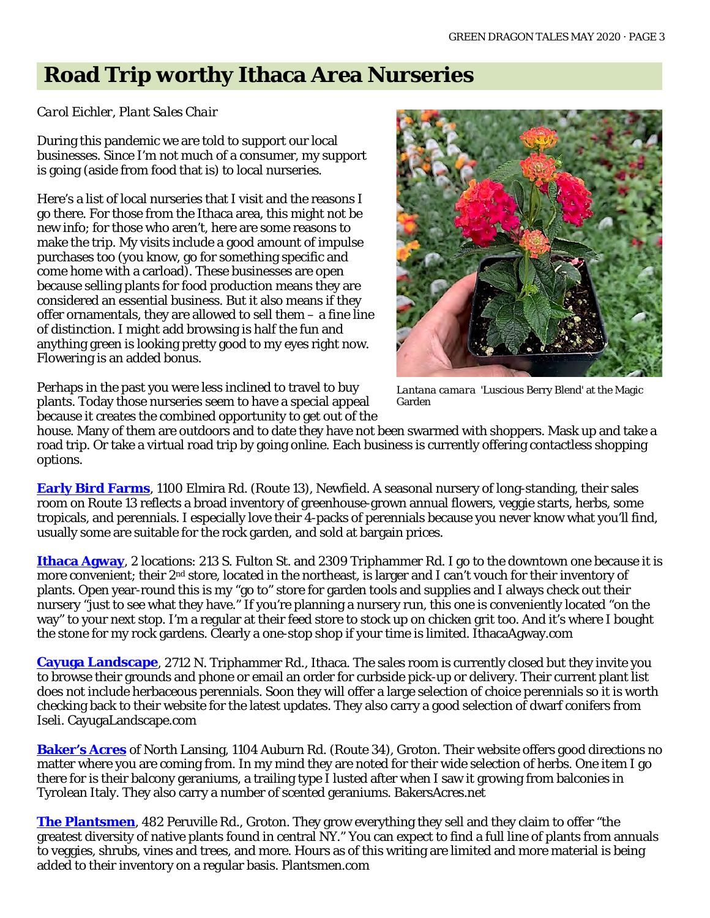# Road Trip worthy Ithaca Area Nurseries

*Carol Eichler, Plant Sales Chair*

During this pandemic we are told to support our local businesses. Since I'm not much of a consumer, my support is going (aside from food that is) to local nurseries.

Here's a list of local nurseries that I visit and the reasons I go there. For those from the Ithaca area, this might not be new info; for those who aren't, here are some reasons to make the trip. My visits include a good amount of impulse purchases too (you know, go for something specific and come home with a carload). These businesses are open because selling plants for food production means they are considered an essential business. But it also means if they offer ornamentals, they are allowed to sell them – a fine line of distinction. I might add browsing is half the fun and anything green is looking pretty good to my eyes right now. Flowering is an added bonus.

*Lantana camara* 'Luscious Berry Blend' at the Magic Garden

Perhaps in the past you were less inclined to travel to buy plants. Today those nurseries seem to have a special appeal because it creates the combined opportunity to get out of the house. Many of them are outdoors and to date they have not been swarmed with shoppers. Mask up and take a road trip. Or take a virtual road trip by going online. Each business is currently offering contactless shopping options.

**Early Bird Farms**, 1100 Elmira Rd. (Route 13), Newfield. A seasonal nursery of long-standing, their sales room on Route 13 reflects a broad inventory of greenhouse-grown annual flowers, veggie starts, herbs, some tropicals, and perennials. I especially love their 4-packs of perennials because you never know what you'll find, usually some are suitable for the rock garden, and sold at bargain prices.

**Ithaca Agway**, 2 locations: 213 S. Fulton St. and 2309 Triphammer Rd. I go to the downtown one because it is more convenient; their 2nd store, located in the northeast, is larger and I can't vouch for their inventory of plants. Open year-round this is my "go to" store for garden tools and supplies and I always check out their nursery "just to see what they have." If you're planning a nursery run, this one is conveniently located "on the way" to your next stop. I'm a regular at their feed store to stock up on chicken grit too. And it's where I bought the stone for my rock gardens. Clearly a one-stop shop if your time is limited. IthacaAgway.com

**Cayuga Landscape**, 2712 N. Triphammer Rd., Ithaca. The sales room is currently closed but they invite you to browse their grounds and phone or email an order for curbside pick-up or delivery. Their current plant list does not include herbaceous perennials. Soon they will offer a large selection of choice perennials so it is worth checking back to their website for the latest updates. They also carry a good selection of dwarf conifers from Iseli. CayugaLandscape.com

**Baker's Acres** of North Lansing, 1104 Auburn Rd. (Route 34), Groton. Their website offers good directions no matter where you are coming from. In my mind they are noted for their wide selection of herbs. One item I go there for is their balcony geraniums, a trailing type I lusted after when I saw it growing from balconies in Tyrolean Italy. They also carry a number of scented geraniums. BakersAcres.net

**The Plantsmen**, 482 Peruville Rd., Groton. They grow everything they sell and they claim to offer "the greatest diversity of native plants found in central NY." You can expect to find a full line of plants from annuals to veggies, shrubs, vines and trees, and more. Hours as of this writing are limited and more material is being added to their inventory on a regular basis. Plantsmen.com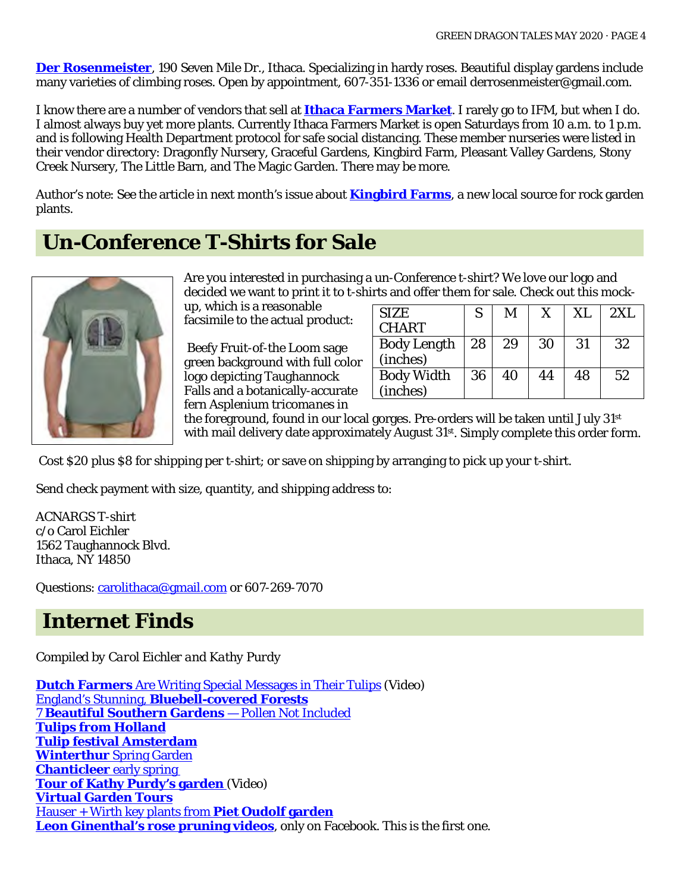**Der Rosenmeister**, 190 Seven Mile Dr., Ithaca. Specializing in hardy roses. Beautiful display gardens include many varieties of climbing roses. Open by appointment, 607-351-1336 or email derrosenmeister@gmail.com.

I know there are a number of vendors that sell at **Ithaca Farmers Market**. I rarely go to IFM, but when I do. I almost always buy yet more plants. Currently Ithaca Farmers Market is open Saturdays from 10 a.m. to 1 p.m. and is following Health Department protocol for safe social distancing. These member nurseries were listed in their vendor directory: Dragonfly Nursery, Graceful Gardens, Kingbird Farm, Pleasant Valley Gardens, Stony Creek Nursery, The Little Barn, and The Magic Garden. There may be more.

Author's note: See the article in next month's issue about **Kingbird Farms**, a new local source for rock garden plants.

## Un-Conference T-Shirts for Sale

Are you interested in purchasing a un-Conference t-shirt? We love our logo and decided we want to print it to t-shirts and offer them for sale. Check out this mock-up, which is a reasonable facsimile to the actual product:

| SIZE CHART | S | M | X | XL | 2XL |
|---|---|---|---|---|---|
| Body Length (inches) | 28 | 29 | 30 | 31 | 32 |
| Body Width (inches) | 36 | 40 | 44 | 48 | 52 |

Beefy Fruit-of-the Loom sage green background with full color logo depicting Taughannock Falls and a botanically-accurate fern Asplenium *tricomanes* in the foreground, found in our local gorges. Pre-orders will be taken until July 31st with mail delivery date approximately August 31st. Simply complete this order form.

Cost $20 plus $8 for shipping per t-shirt; or save on shipping by arranging to pick up your t-shirt.

Send check payment with size, quantity, and shipping address to:

ACNARGS T-shirt
c/o Carol Eichler
1562 Taughannock Blvd.
Ithaca, NY 14850

Questions: carolithaca@gmail.com or 607-269-7070

## Internet Finds

*Compiled by Carol Eichler and Kathy Purdy*

**Dutch Farmers** Are Writing Special Messages in Their Tulips (Video)
England's Stunning, **Bluebell-covered Forests**
7 **Beautiful Southern Gardens** — Pollen Not Included
**Tulips from Holland**
**Tulip festival Amsterdam**
**Winterthur** Spring Garden
**Chanticleer** early spring
**Tour of Kathy Purdy's garden** (Video)
**Virtual Garden Tours**
Hauser + Wirth key plants from **Piet Oudolf garden**
**Leon Ginenthal's rose pruning videos**, only on Facebook. This is the first one.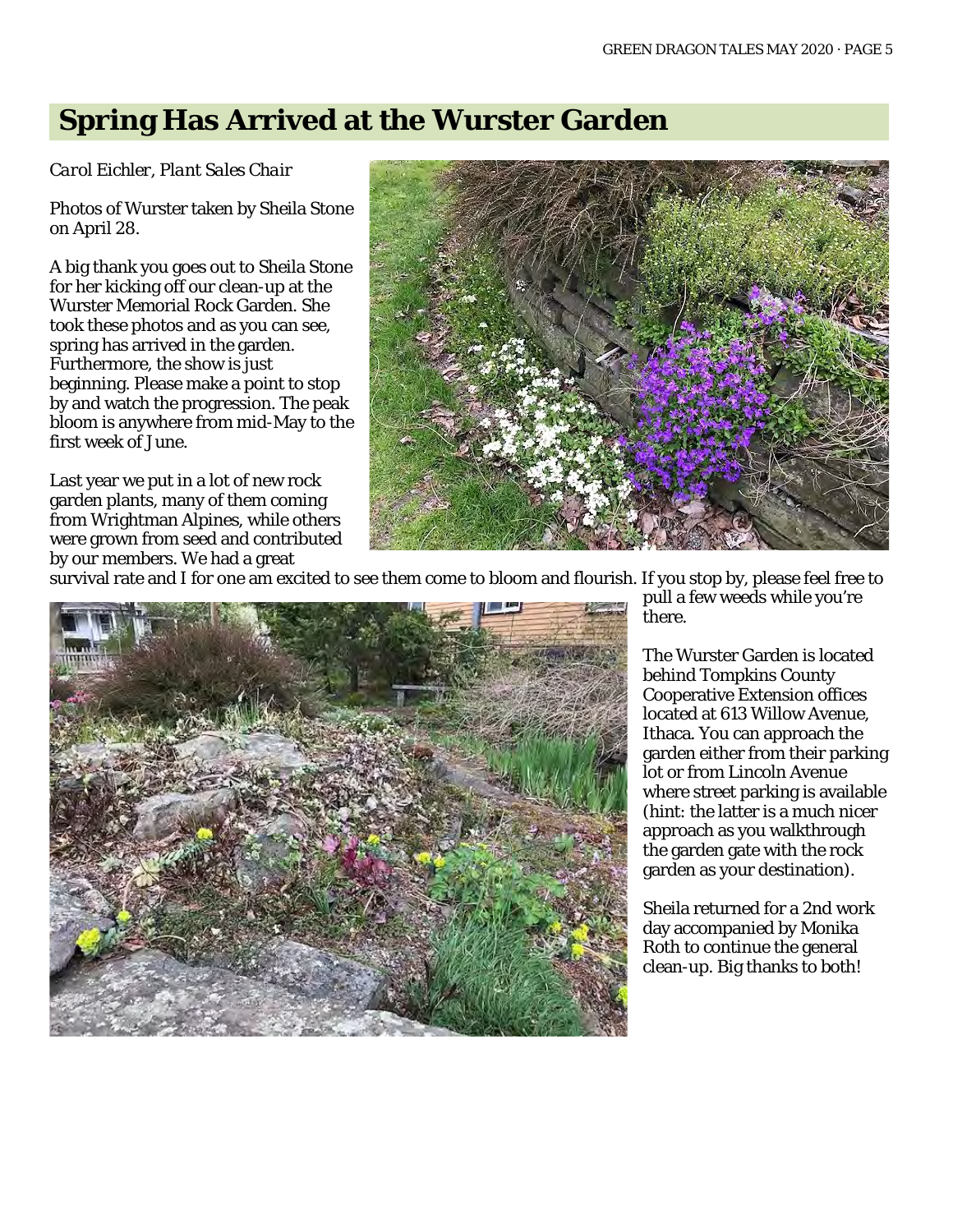# Spring Has Arrived at the Wurster Garden

*Carol Eichler, Plant Sales Chair*

Photos of Wurster taken by Sheila Stone on April 28.

A big thank you goes out to Sheila Stone for her kicking off our clean-up at the Wurster Memorial Rock Garden. She took these photos and as you can see, spring has arrived in the garden. Furthermore, the show is just beginning. Please make a point to stop by and watch the progression. The peak bloom is anywhere from mid-May to the first week of June.

Last year we put in a lot of new rock garden plants, many of them coming from Wrightman Alpines, while others were grown from seed and contributed by our members. We had a great survival rate and I for one am excited to see them come to bloom and flourish. If you stop by, please feel free to pull a few weeds while you're there.

The Wurster Garden is located behind Tompkins County Cooperative Extension offices located at 613 Willow Avenue, Ithaca. You can approach the garden either from their parking lot or from Lincoln Avenue where street parking is available (hint: the latter is a much nicer approach as you walkthrough the garden gate with the rock garden as your destination).

Sheila returned for a 2nd work day accompanied by Monika Roth to continue the general clean-up. Big thanks to both!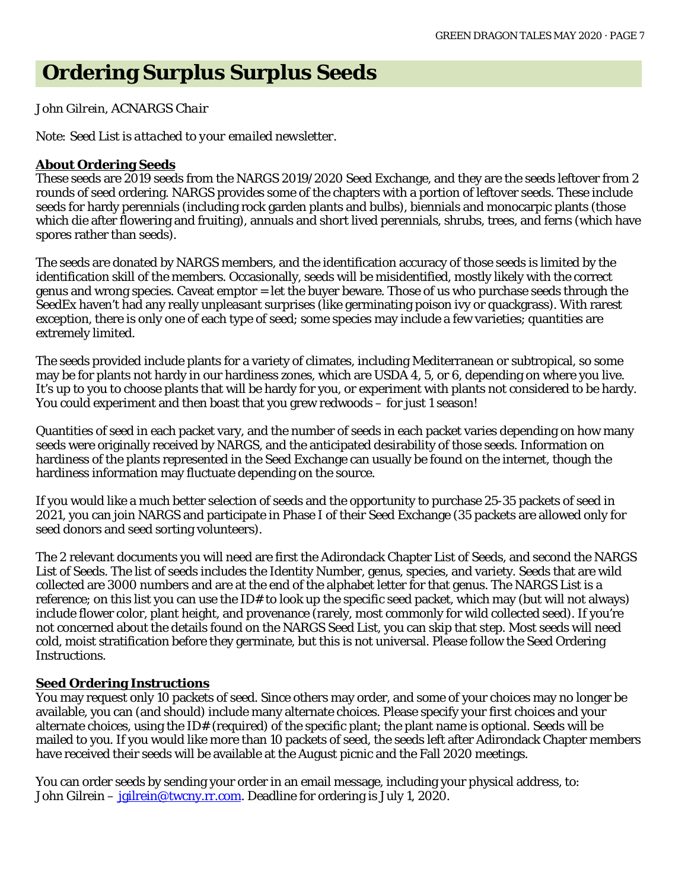# Ordering Surplus Surplus Seeds

*John Gilrein, ACNARGS Chair*

*Note: Seed List is attached to your emailed newsletter.*

## About Ordering Seeds

These seeds are 2019 seeds from the NARGS 2019/2020 Seed Exchange, and they are the seeds leftover from 2 rounds of seed ordering. NARGS provides some of the chapters with a portion of leftover seeds. These include seeds for hardy perennials (including rock garden plants and bulbs), biennials and monocarpic plants (those which die after flowering and fruiting), annuals and short lived perennials, shrubs, trees, and ferns (which have spores rather than seeds).

The seeds are donated by NARGS members, and the identification accuracy of those seeds is limited by the identification skill of the members. Occasionally, seeds will be misidentified, mostly likely with the correct genus and wrong species. Caveat emptor = let the buyer beware. Those of us who purchase seeds through the SeedEx haven't had any really unpleasant surprises (like germinating poison ivy or quackgrass). With rarest exception, there is only one of each type of seed; some species may include a few varieties; quantities are extremely limited.

The seeds provided include plants for a variety of climates, including Mediterranean or subtropical, so some may be for plants not hardy in our hardiness zones, which are USDA 4, 5, or 6, depending on where you live. It's up to you to choose plants that will be hardy for you, or experiment with plants not considered to be hardy. You could experiment and then boast that you grew redwoods – for just 1 season!

Quantities of seed in each packet vary, and the number of seeds in each packet varies depending on how many seeds were originally received by NARGS, and the anticipated desirability of those seeds. Information on hardiness of the plants represented in the Seed Exchange can usually be found on the internet, though the hardiness information may fluctuate depending on the source.

If you would like a much better selection of seeds and the opportunity to purchase 25-35 packets of seed in 2021, you can join NARGS and participate in Phase I of their Seed Exchange (35 packets are allowed only for seed donors and seed sorting volunteers).

The 2 relevant documents you will need are first the Adirondack Chapter List of Seeds, and second the NARGS List of Seeds. The list of seeds includes the Identity Number, genus, species, and variety. Seeds that are wild collected are 3000 numbers and are at the end of the alphabet letter for that genus. The NARGS List is a reference; on this list you can use the ID# to look up the specific seed packet, which may (but will not always) include flower color, plant height, and provenance (rarely, most commonly for wild collected seed). If you're not concerned about the details found on the NARGS Seed List, you can skip that step. Most seeds will need cold, moist stratification before they germinate, but this is not universal. Please follow the Seed Ordering Instructions.

## Seed Ordering Instructions

You may request only 10 packets of seed. Since others may order, and some of your choices may no longer be available, you can (and should) include many alternate choices. Please specify your first choices and your alternate choices, using the ID# (required) of the specific plant; the plant name is optional. Seeds will be mailed to you. If you would like more than 10 packets of seed, the seeds left after Adirondack Chapter members have received their seeds will be available at the August picnic and the Fall 2020 meetings.

You can order seeds by sending your order in an email message, including your physical address, to:
John Gilrein – jgilrein@twcny.rr.com. Deadline for ordering is July 1, 2020.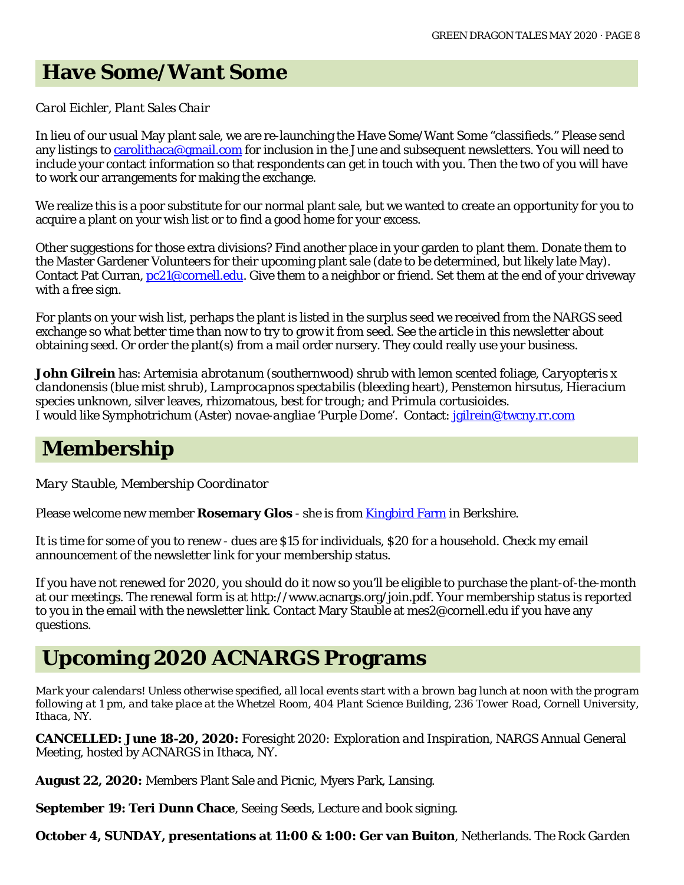# Have Some/Want Some

*Carol Eichler, Plant Sales Chair*

In lieu of our usual May plant sale, we are re-launching the Have Some/Want Some "classifieds." Please send any listings to carolithaca@gmail.com for inclusion in the June and subsequent newsletters. You will need to include your contact information so that respondents can get in touch with you. Then the two of you will have to work our arrangements for making the exchange.

We realize this is a poor substitute for our normal plant sale, but we wanted to create an opportunity for you to acquire a plant on your wish list or to find a good home for your excess.

Other suggestions for those extra divisions? Find another place in your garden to plant them. Donate them to the Master Gardener Volunteers for their upcoming plant sale (date to be determined, but likely late May). Contact Pat Curran, pc21@cornell.edu. Give them to a neighbor or friend. Set them at the end of your driveway with a free sign.

For plants on your wish list, perhaps the plant is listed in the surplus seed we received from the NARGS seed exchange so what better time than now to try to grow it from seed. See the article in this newsletter about obtaining seed. Or order the plant(s) from a mail order nursery. They could really use your business.

**John Gilrein** has: *Artemisia abrotanum* (southernwood) shrub with lemon scented foliage, *Caryopteris x clandonensis* (blue mist shrub), *Lamprocapnos spectabilis* (bleeding heart), *Penstemon hirsutus*, *Hieracium* species unknown, silver leaves, rhizomatous, best for trough; and *Primula cortusioides*.
I would like *Symphotrichum* (Aster) *novae-angliae* 'Purple Dome'. Contact: jgilrein@twcny.rr.com

# Membership

*Mary Stauble, Membership Coordinator*

Please welcome new member **Rosemary Glos** - she is from Kingbird Farm in Berkshire.

It is time for some of you to renew - dues are $15 for individuals, $20 for a household. Check my email announcement of the newsletter link for your membership status.

If you have not renewed for 2020, you should do it now so you'll be eligible to purchase the plant-of-the-month at our meetings. The renewal form is at http://www.acnargs.org/join.pdf. Your membership status is reported to you in the email with the newsletter link. Contact Mary Stauble at mes2@cornell.edu if you have any questions.

# Upcoming 2020 ACNARGS Programs

*Mark your calendars! Unless otherwise specified, all local events start with a brown bag lunch at noon with the program following at 1 pm, and take place at the Whetzel Room, 404 Plant Science Building, 236 Tower Road, Cornell University, Ithaca, NY.*

**CANCELLED: June 18-20, 2020:** *Foresight 2020: Exploration and Inspiration*, NARGS Annual General Meeting, hosted by ACNARGS in Ithaca, NY.

**August 22, 2020:** Members Plant Sale and Picnic, Myers Park, Lansing.

**September 19: Teri Dunn Chace**, Seeing Seeds, Lecture and book signing.

**October 4, SUNDAY, presentations at 11:00 & 1:00: Ger van Buiton**, Netherlands. *The Rock Garden*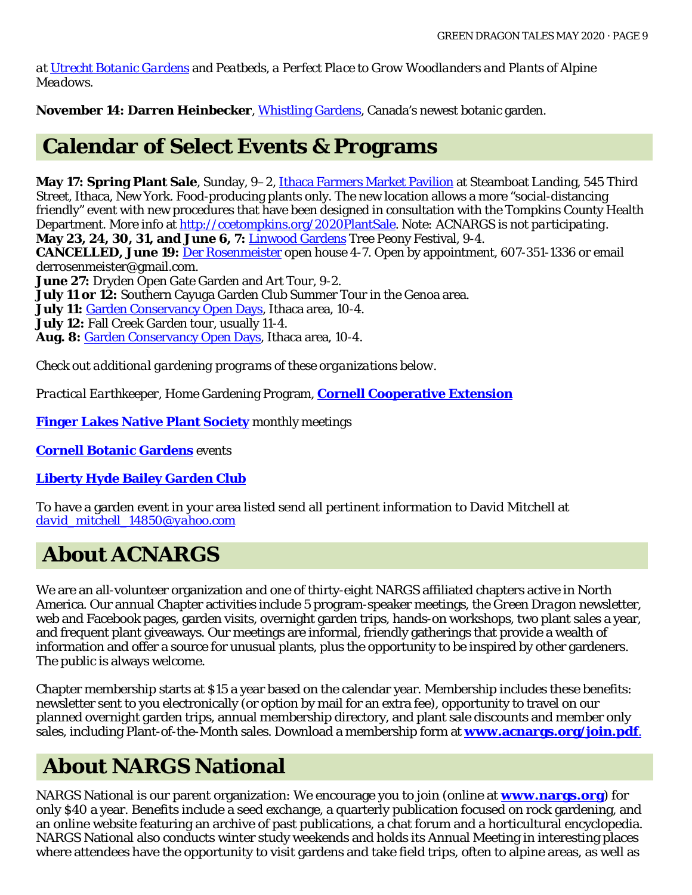*at [Utrecht Botanic Gardens](#) and Peatbeds, a Perfect Place to Grow Woodlanders and Plants of Alpine Meadows.*

**November 14: Darren Heinbecker**, [Whistling Gardens](#), Canada's newest botanic garden.

## Calendar of Select Events & Programs

**May 17: Spring Plant Sale**, Sunday, 9–2, [Ithaca Farmers Market Pavilion](#) at Steamboat Landing, 545 Third Street, Ithaca, New York. Food-producing plants only. The new location allows a more "social-distancing friendly" event with new procedures that have been designed in consultation with the Tompkins County Health Department. More info at [http://ccetompkins.org/2020PlantSale](http://ccetompkins.org/2020PlantSale). Note: *ACNARGS is not participating.*
**May 23, 24, 30, 31, and June 6, 7:** [Linwood Gardens](#) Tree Peony Festival, 9-4.
**CANCELLED, June 19:** [Der Rosenmeister](#) open house 4-7. Open by appointment, 607-351-1336 or email derrosenmeister@gmail.com.
**June 27:** Dryden Open Gate Garden and Art Tour, 9-2.
**July 11 or 12:** Southern Cayuga Garden Club Summer Tour in the Genoa area.
**July 11:** [Garden Conservancy Open Days](#), Ithaca area, 10-4.
**July 12:** Fall Creek Garden tour, usually 11-4.
**Aug. 8:** [Garden Conservancy Open Days](#), Ithaca area, 10-4.

*Check out additional gardening programs of these organizations below.*

*Practical Earthkeeper*, Home Gardening Program, **[Cornell Cooperative Extension](#)**

**[Finger Lakes Native Plant Society](#)** monthly meetings

**[Cornell Botanic Gardens](#)** events

**[Liberty Hyde Bailey Garden Club](#)**

To have a garden event in your area listed send all pertinent information to David Mitchell at *[david_mitchell_14850@yahoo.com](mailto:david_mitchell_14850@yahoo.com)*

## About ACNARGS

We are an all-volunteer organization and one of thirty-eight NARGS affiliated chapters active in North America. Our annual Chapter activities include 5 program-speaker meetings, the *Green Dragon* newsletter, web and Facebook pages, garden visits, overnight garden trips, hands-on workshops, two plant sales a year, and frequent plant giveaways. Our meetings are informal, friendly gatherings that provide a wealth of information and offer a source for unusual plants, plus the opportunity to be inspired by other gardeners. The public is always welcome.

Chapter membership starts at $15 a year based on the calendar year. Membership includes these benefits: newsletter sent to you electronically (or option by mail for an extra fee), opportunity to travel on our planned overnight garden trips, annual membership directory, and plant sale discounts and member only sales, including Plant-of-the-Month sales. Download a membership form at **[www.acnargs.org/join.pdf](http://www.acnargs.org/join.pdf)**.

## About NARGS National

NARGS National is our parent organization: We encourage you to join (online at **[www.nargs.org](http://www.nargs.org)**) for only $40 a year. Benefits include a seed exchange, a quarterly publication focused on rock gardening, and an online website featuring an archive of past publications, a chat forum and a horticultural encyclopedia. NARGS National also conducts winter study weekends and holds its Annual Meeting in interesting places where attendees have the opportunity to visit gardens and take field trips, often to alpine areas, as well as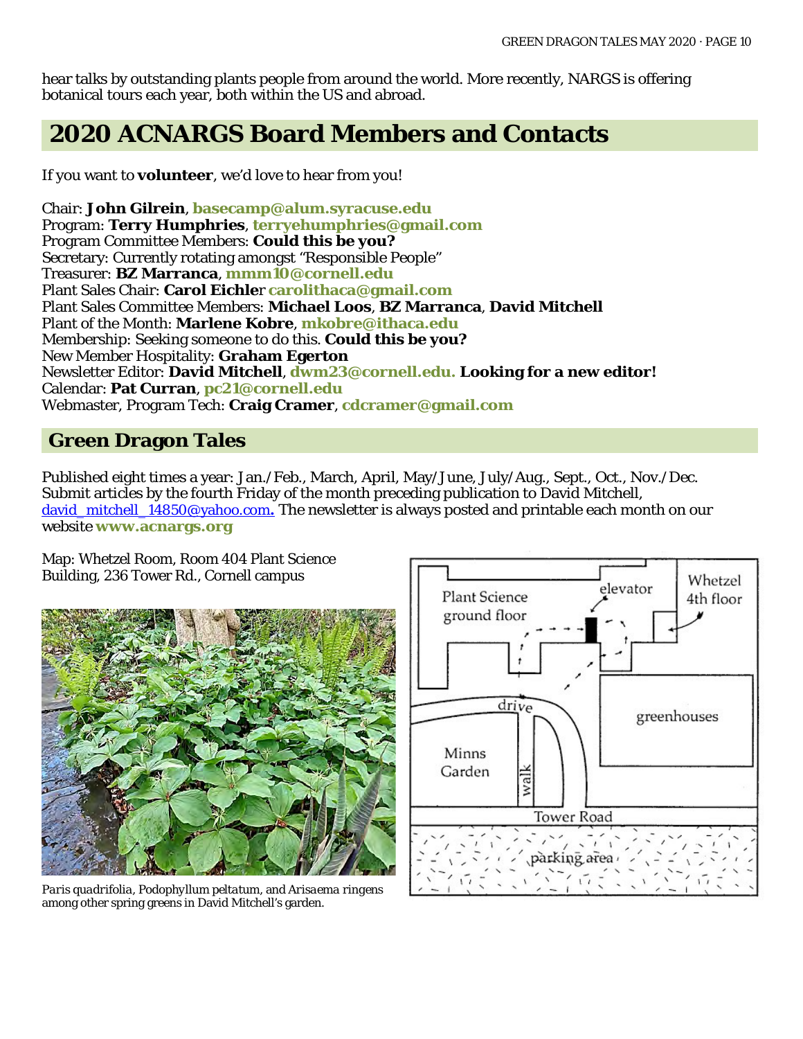hear talks by outstanding plants people from around the world. More recently, NARGS is offering botanical tours each year, both within the US and abroad.

## 2020 ACNARGS Board Members and Contacts

If you want to **volunteer**, we'd love to hear from you!

Chair: **John Gilrein**, **basecamp@alum.syracuse.edu**
Program: **Terry Humphries**, **terryehumphries@gmail.com**
Program Committee Members: **Could this be you?**
Secretary: Currently rotating amongst "Responsible People"
Treasurer: **BZ Marranca**, **mmm10@cornell.edu**
Plant Sales Chair: **Carol Eichler** **carolithaca@gmail.com**
Plant Sales Committee Members: **Michael Loos**, **BZ Marranca**, **David Mitchell**
Plant of the Month: **Marlene Kobre**, **mkobre@ithaca.edu**
Membership: Seeking someone to do this. **Could this be you?**
New Member Hospitality: **Graham Egerton**
Newsletter Editor: **David Mitchell**, **dwm23@cornell.edu. Looking for a new editor!**
Calendar: **Pat Curran**, **pc21@cornell.edu**
Webmaster, Program Tech: **Craig Cramer**, **cdcramer@gmail.com**

## Green Dragon Tales

Published eight times a year: Jan./Feb., March, April, May/June, July/Aug., Sept., Oct., Nov./Dec. Submit articles by the fourth Friday of the month preceding publication to David Mitchell, david_mitchell_14850@yahoo.com**.** The newsletter is always posted and printable each month on our website **www.acnargs.org**

Map: Whetzel Room, Room 404 Plant Science Building, 236 Tower Rd., Cornell campus

*Paris quadrifolia*, *Podophyllum peltatum*, and *Arisaema ringens* among other spring greens in David Mitchell's garden.

Plant Science ground floor
elevator
Whetzel 4th floor
drive
greenhouses
Minns Garden
walk
Tower Road
parking area